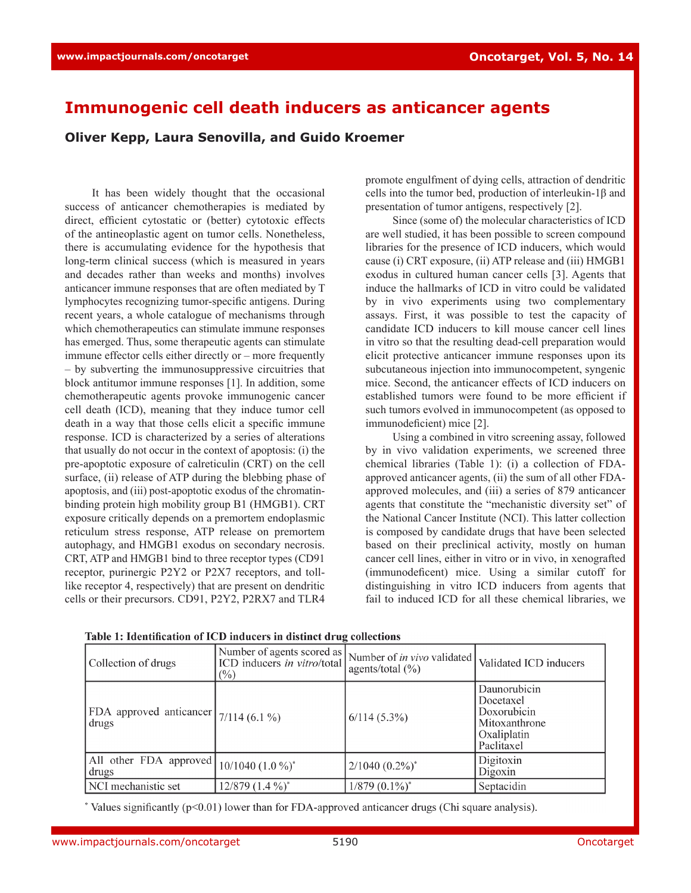# Immunogenic cell death inducers as anticancer agents

**Oliver Kepp, Laura Senovilla, and Guido Kroemer**

It has been widely thought that the occasional success of anticancer chemotherapies is mediated by direct, efficient cytostatic or (better) cytotoxic effects of the antineoplastic agent on tumor cells. Nonetheless, there is accumulating evidence for the hypothesis that long-term clinical success (which is measured in years and decades rather than weeks and months) involves anticancer immune responses that are often mediated by T lymphocytes recognizing tumor-specific antigens. During recent years, a whole catalogue of mechanisms through which chemotherapeutics can stimulate immune responses has emerged. Thus, some therapeutic agents can stimulate immune effector cells either directly or – more frequently – by subverting the immunosuppressive circuitries that block antitumor immune responses [1]. In addition, some chemotherapeutic agents provoke immunogenic cancer cell death (ICD), meaning that they induce tumor cell death in a way that those cells elicit a specific immune response. ICD is characterized by a series of alterations that usually do not occur in the context of apoptosis: (i) the pre-apoptotic exposure of calreticulin (CRT) on the cell surface, (ii) release of ATP during the blebbing phase of apoptosis, and (iii) post-apoptotic exodus of the chromatin-binding protein high mobility group B1 (HMGB1). CRT exposure critically depends on a premortem endoplasmic reticulum stress response, ATP release on premortem autophagy, and HMGB1 exodus on secondary necrosis. CRT, ATP and HMGB1 bind to three receptor types (CD91 receptor, purinergic P2Y2 or P2X7 receptors, and toll-like receptor 4, respectively) that are present on dendritic cells or their precursors. CD91, P2Y2, P2RX7 and TLR4 promote engulfment of dying cells, attraction of dendritic cells into the tumor bed, production of interleukin-1β and presentation of tumor antigens, respectively [2].

Since (some of) the molecular characteristics of ICD are well studied, it has been possible to screen compound libraries for the presence of ICD inducers, which would cause (i) CRT exposure, (ii) ATP release and (iii) HMGB1 exodus in cultured human cancer cells [3]. Agents that induce the hallmarks of ICD in vitro could be validated by in vivo experiments using two complementary assays. First, it was possible to test the capacity of candidate ICD inducers to kill mouse cancer cell lines in vitro so that the resulting dead-cell preparation would elicit protective anticancer immune responses upon its subcutaneous injection into immunocompetent, syngenic mice. Second, the anticancer effects of ICD inducers on established tumors were found to be more efficient if such tumors evolved in immunocompetent (as opposed to immunodeficient) mice [2].

Using a combined in vitro screening assay, followed by in vivo validation experiments, we screened three chemical libraries (Table 1): (i) a collection of FDA-approved anticancer agents, (ii) the sum of all other FDA-approved molecules, and (iii) a series of 879 anticancer agents that constitute the "mechanistic diversity set" of the National Cancer Institute (NCI). This latter collection is composed by candidate drugs that have been selected based on their preclinical activity, mostly on human cancer cell lines, either in vitro or in vivo, in xenografted (immunodeficent) mice. Using a similar cutoff for distinguishing in vitro ICD inducers from agents that fail to induced ICD for all these chemical libraries, we

**Table 1: Identification of ICD inducers in distinct drug collections**

| Collection of drugs | Number of agents scored as ICD inducers *in vitro*/total (%) | Number of *in vivo* validated agents/total (%) | Validated ICD inducers |
|---|---|---|---|
| FDA approved anticancer drugs | 7/114 (6.1 %) | 6/114 (5.3%) | Daunorubicin<br>Docetaxel<br>Doxorubicin<br>Mitoxanthrone<br>Oxaliplatin<br>Paclitaxel |
| All other FDA approved drugs | 10/1040 (1.0 %)* | 2/1040 (0.2%)* | Digitoxin<br>Digoxin |
| NCI mechanistic set | 12/879 (1.4 %)* | 1/879 (0.1%)* | Septacidin |

\* Values significantly ($p<0.01$) lower than for FDA-approved anticancer drugs (Chi square analysis).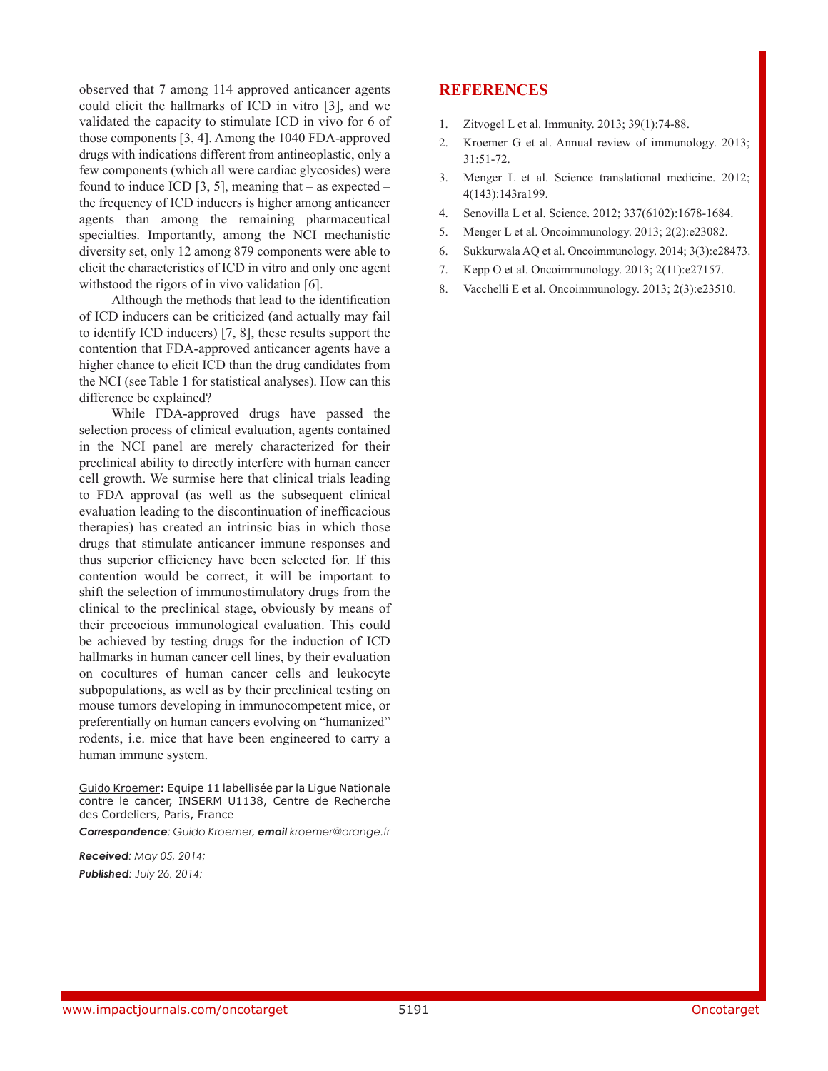observed that 7 among 114 approved anticancer agents could elicit the hallmarks of ICD in vitro [3], and we validated the capacity to stimulate ICD in vivo for 6 of those components [3, 4]. Among the 1040 FDA-approved drugs with indications different from antineoplastic, only a few components (which all were cardiac glycosides) were found to induce ICD [3, 5], meaning that – as expected – the frequency of ICD inducers is higher among anticancer agents than among the remaining pharmaceutical specialties. Importantly, among the NCI mechanistic diversity set, only 12 among 879 components were able to elicit the characteristics of ICD in vitro and only one agent withstood the rigors of in vivo validation [6].

Although the methods that lead to the identification of ICD inducers can be criticized (and actually may fail to identify ICD inducers) [7, 8], these results support the contention that FDA-approved anticancer agents have a higher chance to elicit ICD than the drug candidates from the NCI (see Table 1 for statistical analyses). How can this difference be explained?

While FDA-approved drugs have passed the selection process of clinical evaluation, agents contained in the NCI panel are merely characterized for their preclinical ability to directly interfere with human cancer cell growth. We surmise here that clinical trials leading to FDA approval (as well as the subsequent clinical evaluation leading to the discontinuation of inefficacious therapies) has created an intrinsic bias in which those drugs that stimulate anticancer immune responses and thus superior efficiency have been selected for. If this contention would be correct, it will be important to shift the selection of immunostimulatory drugs from the clinical to the preclinical stage, obviously by means of their precocious immunological evaluation. This could be achieved by testing drugs for the induction of ICD hallmarks in human cancer cell lines, by their evaluation on cocultures of human cancer cells and leukocyte subpopulations, as well as by their preclinical testing on mouse tumors developing in immunocompetent mice, or preferentially on human cancers evolving on "humanized" rodents, i.e. mice that have been engineered to carry a human immune system.

Guido Kroemer: Equipe 11 labellisée par la Ligue Nationale contre le cancer, INSERM U1138, Centre de Recherche des Cordeliers, Paris, France

***Correspondence**: Guido Kroemer, **email** kroemer@orange.fr*

***Received**: May 05, 2014;*

***Published**: July 26, 2014;*

## REFERENCES

1. Zitvogel L et al. Immunity. 2013; 39(1):74-88.
2. Kroemer G et al. Annual review of immunology. 2013; 31:51-72.
3. Menger L et al. Science translational medicine. 2012; 4(143):143ra199.
4. Senovilla L et al. Science. 2012; 337(6102):1678-1684.
5. Menger L et al. Oncoimmunology. 2013; 2(2):e23082.
6. Sukkurwala AQ et al. Oncoimmunology. 2014; 3(3):e28473.
7. Kepp O et al. Oncoimmunology. 2013; 2(11):e27157.
8. Vacchelli E et al. Oncoimmunology. 2013; 2(3):e23510.